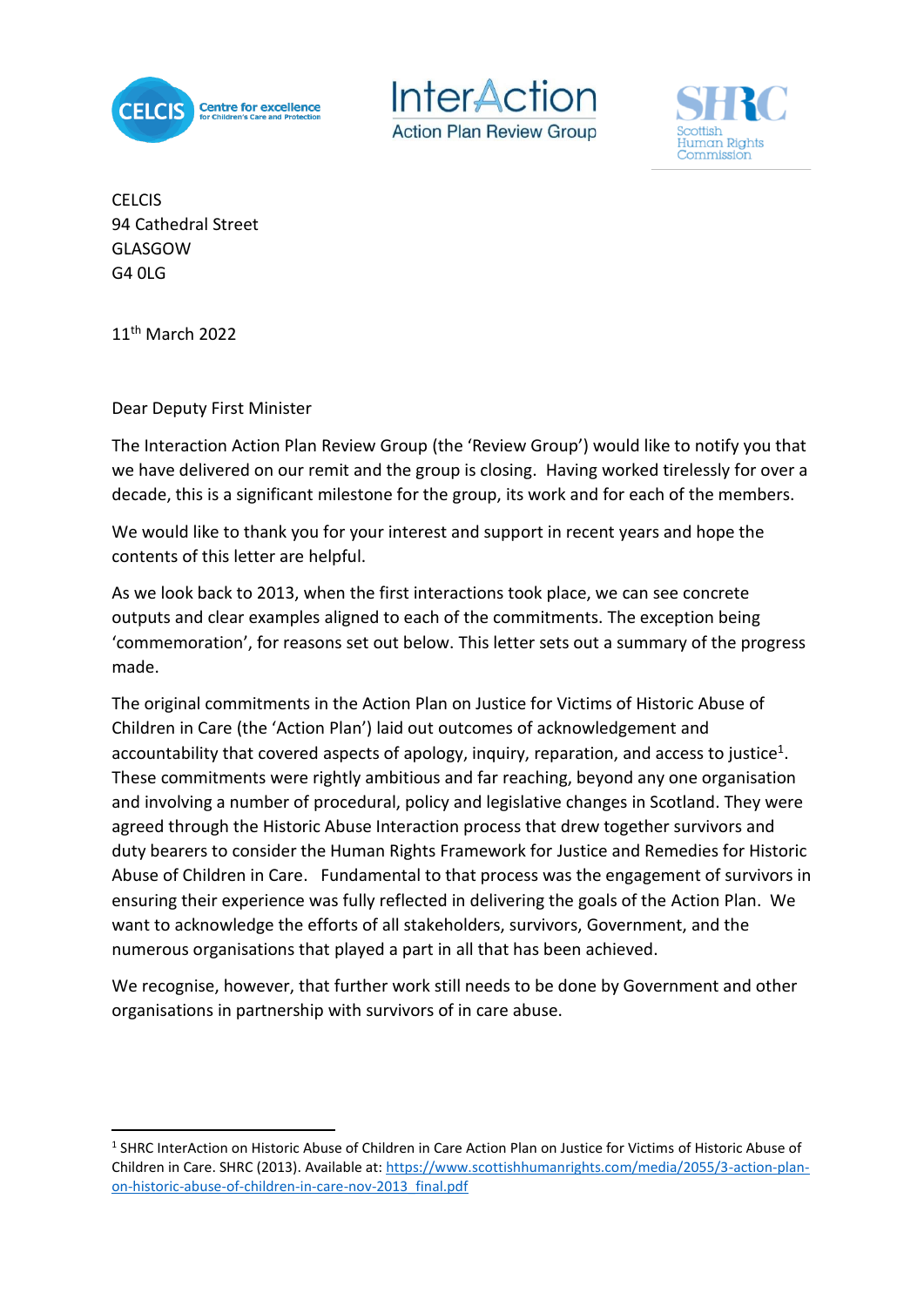CELCIS
94 Cathedral Street
GLASGOW
G4 0LG

11th March 2022

Dear Deputy First Minister

The Interaction Action Plan Review Group (the 'Review Group') would like to notify you that we have delivered on our remit and the group is closing. Having worked tirelessly for over a decade, this is a significant milestone for the group, its work and for each of the members.

We would like to thank you for your interest and support in recent years and hope the contents of this letter are helpful.

As we look back to 2013, when the first interactions took place, we can see concrete outputs and clear examples aligned to each of the commitments. The exception being 'commemoration', for reasons set out below. This letter sets out a summary of the progress made.

The original commitments in the Action Plan on Justice for Victims of Historic Abuse of Children in Care (the 'Action Plan') laid out outcomes of acknowledgement and accountability that covered aspects of apology, inquiry, reparation, and access to justice[1]. These commitments were rightly ambitious and far reaching, beyond any one organisation and involving a number of procedural, policy and legislative changes in Scotland. They were agreed through the Historic Abuse Interaction process that drew together survivors and duty bearers to consider the Human Rights Framework for Justice and Remedies for Historic Abuse of Children in Care. Fundamental to that process was the engagement of survivors in ensuring their experience was fully reflected in delivering the goals of the Action Plan. We want to acknowledge the efforts of all stakeholders, survivors, Government, and the numerous organisations that played a part in all that has been achieved.

We recognise, however, that further work still needs to be done by Government and other organisations in partnership with survivors of in care abuse.

[1] SHRC InterAction on Historic Abuse of Children in Care Action Plan on Justice for Victims of Historic Abuse of Children in Care. SHRC (2013). Available at: https://www.scottishhumanrights.com/media/2055/3-action-plan-on-historic-abuse-of-children-in-care-nov-2013_final.pdf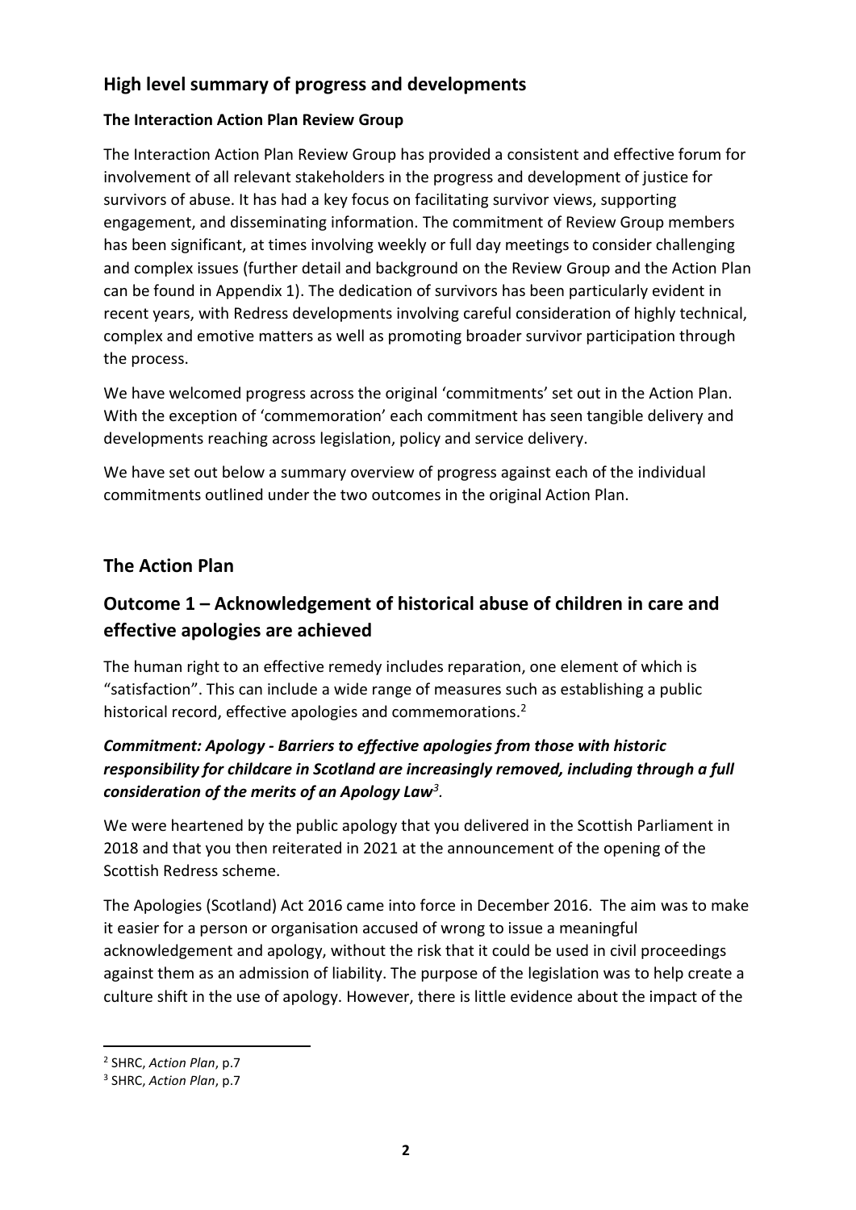## High level summary of progress and developments

### The Interaction Action Plan Review Group

The Interaction Action Plan Review Group has provided a consistent and effective forum for involvement of all relevant stakeholders in the progress and development of justice for survivors of abuse. It has had a key focus on facilitating survivor views, supporting engagement, and disseminating information. The commitment of Review Group members has been significant, at times involving weekly or full day meetings to consider challenging and complex issues (further detail and background on the Review Group and the Action Plan can be found in Appendix 1). The dedication of survivors has been particularly evident in recent years, with Redress developments involving careful consideration of highly technical, complex and emotive matters as well as promoting broader survivor participation through the process.

We have welcomed progress across the original 'commitments' set out in the Action Plan. With the exception of 'commemoration' each commitment has seen tangible delivery and developments reaching across legislation, policy and service delivery.

We have set out below a summary overview of progress against each of the individual commitments outlined under the two outcomes in the original Action Plan.

## The Action Plan

## Outcome 1 – Acknowledgement of historical abuse of children in care and effective apologies are achieved

The human right to an effective remedy includes reparation, one element of which is "satisfaction". This can include a wide range of measures such as establishing a public historical record, effective apologies and commemorations.[2]

### *Commitment: Apology - Barriers to effective apologies from those with historic responsibility for childcare in Scotland are increasingly removed, including through a full consideration of the merits of an Apology Law[3].*

We were heartened by the public apology that you delivered in the Scottish Parliament in 2018 and that you then reiterated in 2021 at the announcement of the opening of the Scottish Redress scheme.

The Apologies (Scotland) Act 2016 came into force in December 2016. The aim was to make it easier for a person or organisation accused of wrong to issue a meaningful acknowledgement and apology, without the risk that it could be used in civil proceedings against them as an admission of liability. The purpose of the legislation was to help create a culture shift in the use of apology. However, there is little evidence about the impact of the

[2] SHRC, *Action Plan*, p.7

[3] SHRC, *Action Plan*, p.7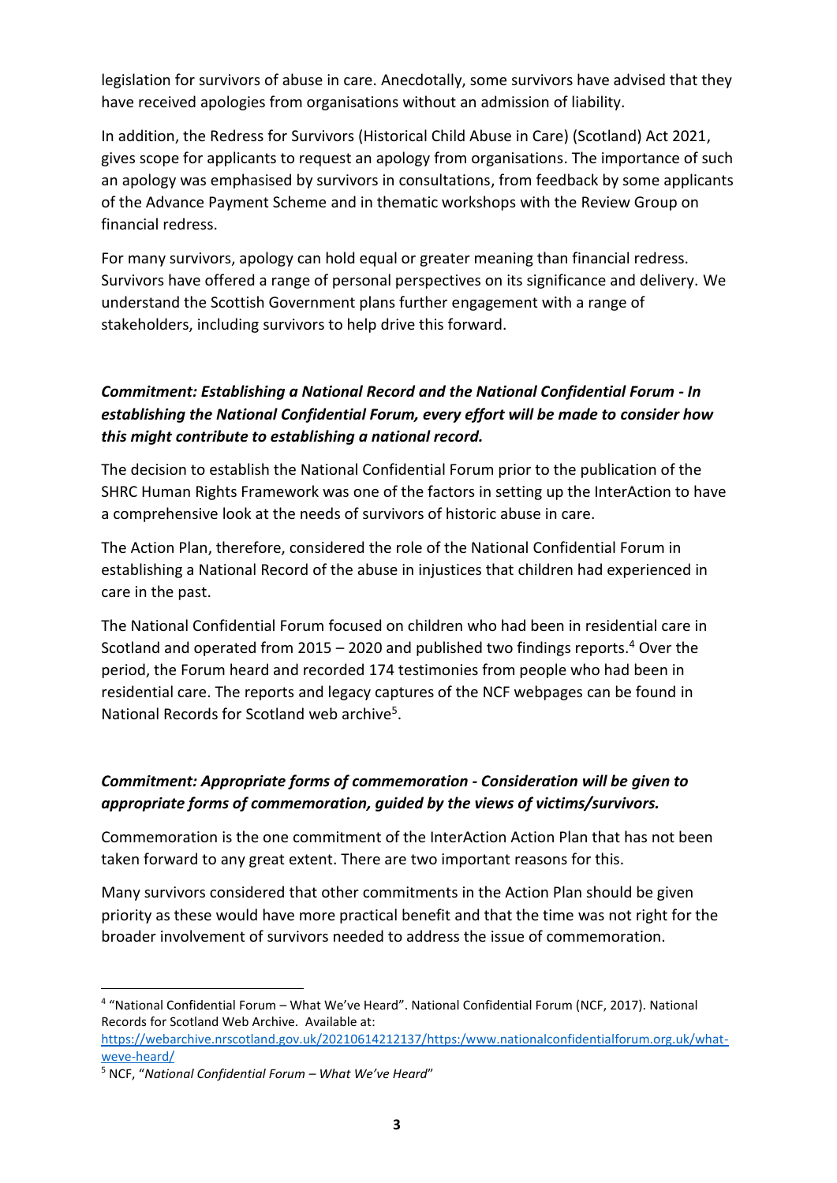legislation for survivors of abuse in care. Anecdotally, some survivors have advised that they have received apologies from organisations without an admission of liability.

In addition, the Redress for Survivors (Historical Child Abuse in Care) (Scotland) Act 2021, gives scope for applicants to request an apology from organisations. The importance of such an apology was emphasised by survivors in consultations, from feedback by some applicants of the Advance Payment Scheme and in thematic workshops with the Review Group on financial redress.

For many survivors, apology can hold equal or greater meaning than financial redress. Survivors have offered a range of personal perspectives on its significance and delivery. We understand the Scottish Government plans further engagement with a range of stakeholders, including survivors to help drive this forward.

***Commitment: Establishing a National Record and the National Confidential Forum - In establishing the National Confidential Forum, every effort will be made to consider how this might contribute to establishing a national record.***

The decision to establish the National Confidential Forum prior to the publication of the SHRC Human Rights Framework was one of the factors in setting up the InterAction to have a comprehensive look at the needs of survivors of historic abuse in care.

The Action Plan, therefore, considered the role of the National Confidential Forum in establishing a National Record of the abuse in injustices that children had experienced in care in the past.

The National Confidential Forum focused on children who had been in residential care in Scotland and operated from 2015 – 2020 and published two findings reports.[4] Over the period, the Forum heard and recorded 174 testimonies from people who had been in residential care. The reports and legacy captures of the NCF webpages can be found in National Records for Scotland web archive[5].

***Commitment: Appropriate forms of commemoration - Consideration will be given to appropriate forms of commemoration, guided by the views of victims/survivors.***

Commemoration is the one commitment of the InterAction Action Plan that has not been taken forward to any great extent. There are two important reasons for this.

Many survivors considered that other commitments in the Action Plan should be given priority as these would have more practical benefit and that the time was not right for the broader involvement of survivors needed to address the issue of commemoration.

---

[4] "National Confidential Forum – What We've Heard". National Confidential Forum (NCF, 2017). National Records for Scotland Web Archive. Available at: https://webarchive.nrscotland.gov.uk/20210614212137/https:/www.nationalconfidentialforum.org.uk/what-weve-heard/

[5] NCF, "*National Confidential Forum – What We've Heard*"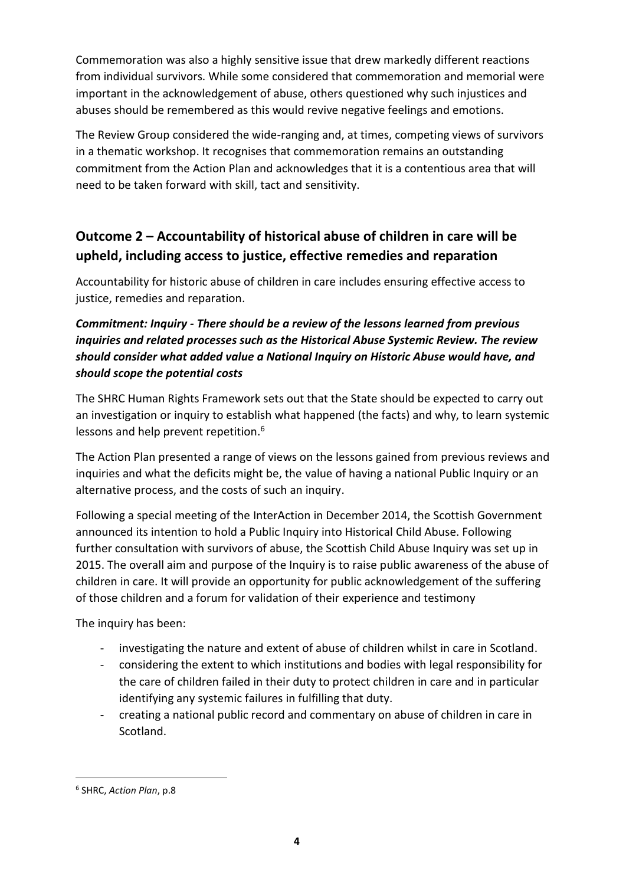Commemoration was also a highly sensitive issue that drew markedly different reactions from individual survivors. While some considered that commemoration and memorial were important in the acknowledgement of abuse, others questioned why such injustices and abuses should be remembered as this would revive negative feelings and emotions.

The Review Group considered the wide-ranging and, at times, competing views of survivors in a thematic workshop. It recognises that commemoration remains an outstanding commitment from the Action Plan and acknowledges that it is a contentious area that will need to be taken forward with skill, tact and sensitivity.

## Outcome 2 – Accountability of historical abuse of children in care will be upheld, including access to justice, effective remedies and reparation

Accountability for historic abuse of children in care includes ensuring effective access to justice, remedies and reparation.

***Commitment: Inquiry - There should be a review of the lessons learned from previous inquiries and related processes such as the Historical Abuse Systemic Review. The review should consider what added value a National Inquiry on Historic Abuse would have, and should scope the potential costs***

The SHRC Human Rights Framework sets out that the State should be expected to carry out an investigation or inquiry to establish what happened (the facts) and why, to learn systemic lessons and help prevent repetition.[6]

The Action Plan presented a range of views on the lessons gained from previous reviews and inquiries and what the deficits might be, the value of having a national Public Inquiry or an alternative process, and the costs of such an inquiry.

Following a special meeting of the InterAction in December 2014, the Scottish Government announced its intention to hold a Public Inquiry into Historical Child Abuse. Following further consultation with survivors of abuse, the Scottish Child Abuse Inquiry was set up in 2015. The overall aim and purpose of the Inquiry is to raise public awareness of the abuse of children in care. It will provide an opportunity for public acknowledgement of the suffering of those children and a forum for validation of their experience and testimony

The inquiry has been:

- investigating the nature and extent of abuse of children whilst in care in Scotland.
- considering the extent to which institutions and bodies with legal responsibility for the care of children failed in their duty to protect children in care and in particular identifying any systemic failures in fulfilling that duty.
- creating a national public record and commentary on abuse of children in care in Scotland.

[6] SHRC, *Action Plan*, p.8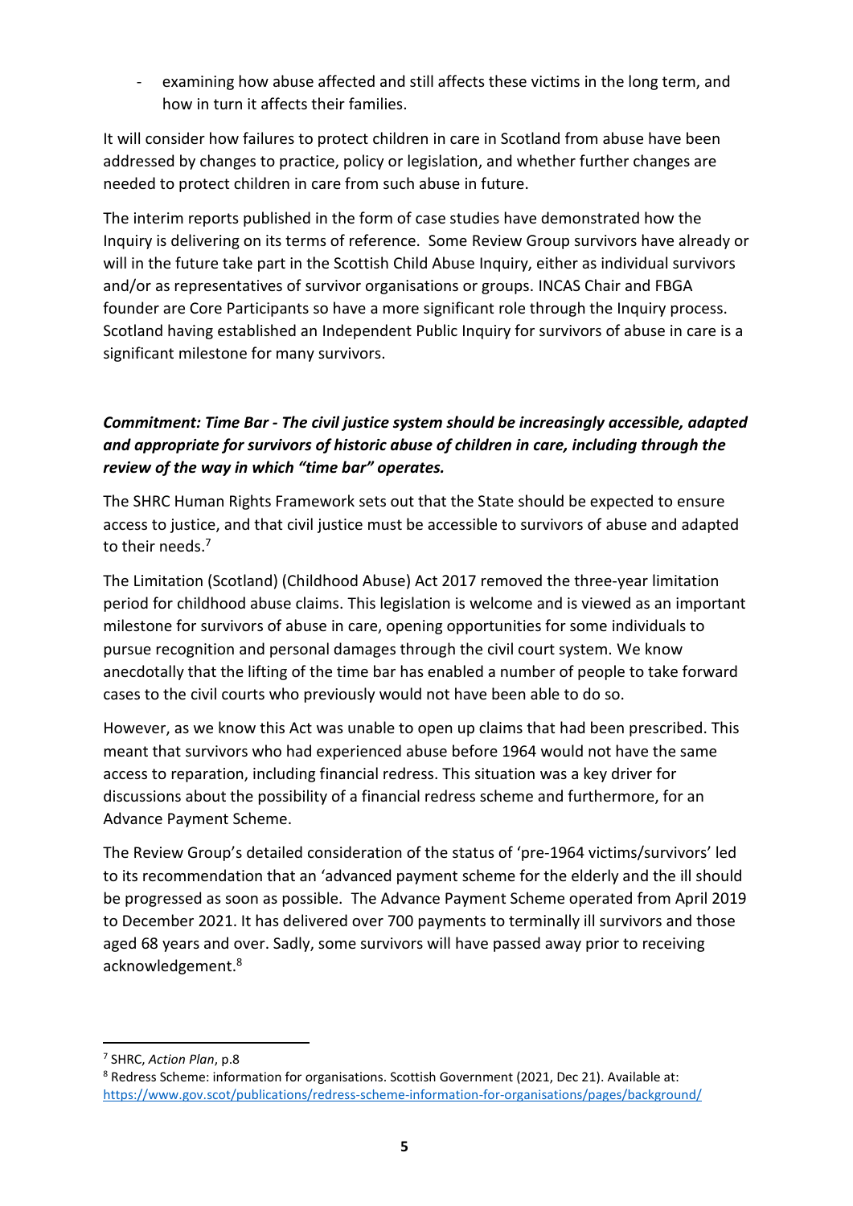- examining how abuse affected and still affects these victims in the long term, and how in turn it affects their families.

It will consider how failures to protect children in care in Scotland from abuse have been addressed by changes to practice, policy or legislation, and whether further changes are needed to protect children in care from such abuse in future.

The interim reports published in the form of case studies have demonstrated how the Inquiry is delivering on its terms of reference. Some Review Group survivors have already or will in the future take part in the Scottish Child Abuse Inquiry, either as individual survivors and/or as representatives of survivor organisations or groups. INCAS Chair and FBGA founder are Core Participants so have a more significant role through the Inquiry process. Scotland having established an Independent Public Inquiry for survivors of abuse in care is a significant milestone for many survivors.

***Commitment: Time Bar - The civil justice system should be increasingly accessible, adapted and appropriate for survivors of historic abuse of children in care, including through the review of the way in which "time bar" operates.***

The SHRC Human Rights Framework sets out that the State should be expected to ensure access to justice, and that civil justice must be accessible to survivors of abuse and adapted to their needs.[7]

The Limitation (Scotland) (Childhood Abuse) Act 2017 removed the three-year limitation period for childhood abuse claims. This legislation is welcome and is viewed as an important milestone for survivors of abuse in care, opening opportunities for some individuals to pursue recognition and personal damages through the civil court system. We know anecdotally that the lifting of the time bar has enabled a number of people to take forward cases to the civil courts who previously would not have been able to do so.

However, as we know this Act was unable to open up claims that had been prescribed. This meant that survivors who had experienced abuse before 1964 would not have the same access to reparation, including financial redress. This situation was a key driver for discussions about the possibility of a financial redress scheme and furthermore, for an Advance Payment Scheme.

The Review Group's detailed consideration of the status of 'pre-1964 victims/survivors' led to its recommendation that an 'advanced payment scheme for the elderly and the ill should be progressed as soon as possible. The Advance Payment Scheme operated from April 2019 to December 2021. It has delivered over 700 payments to terminally ill survivors and those aged 68 years and over. Sadly, some survivors will have passed away prior to receiving acknowledgement.[8]

---

[7] SHRC, *Action Plan*, p.8

[8] Redress Scheme: information for organisations. Scottish Government (2021, Dec 21). Available at: https://www.gov.scot/publications/redress-scheme-information-for-organisations/pages/background/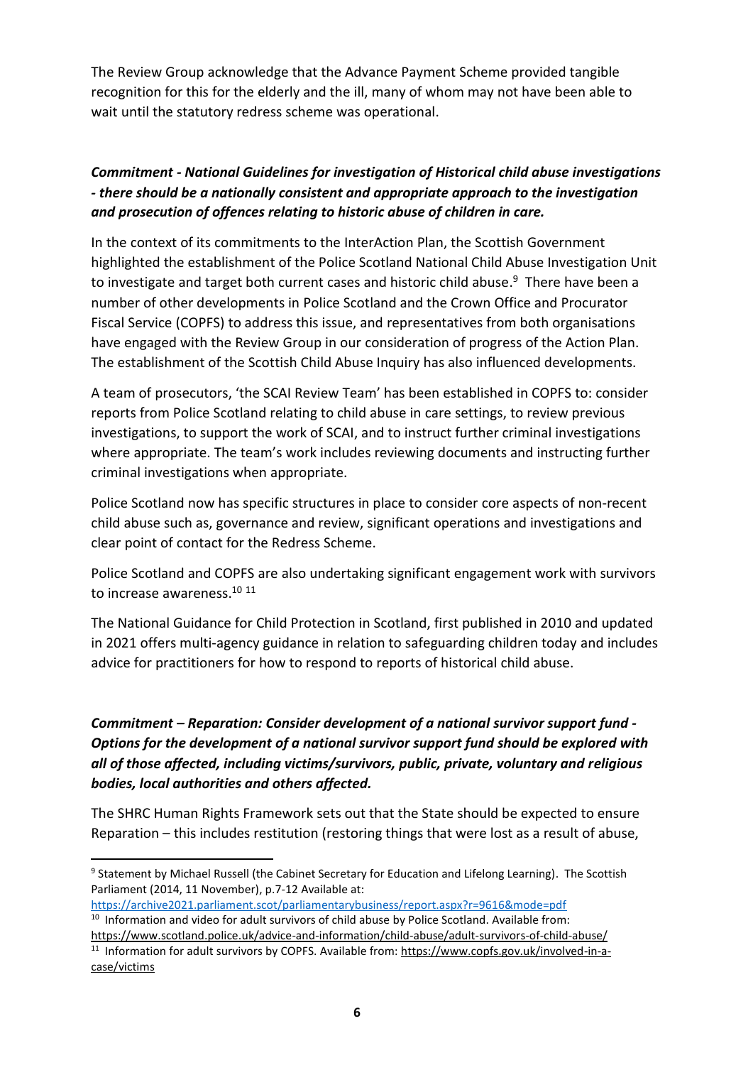The Review Group acknowledge that the Advance Payment Scheme provided tangible recognition for this for the elderly and the ill, many of whom may not have been able to wait until the statutory redress scheme was operational.

***Commitment - National Guidelines for investigation of Historical child abuse investigations - there should be a nationally consistent and appropriate approach to the investigation and prosecution of offences relating to historic abuse of children in care.***

In the context of its commitments to the InterAction Plan, the Scottish Government highlighted the establishment of the Police Scotland National Child Abuse Investigation Unit to investigate and target both current cases and historic child abuse.[9] There have been a number of other developments in Police Scotland and the Crown Office and Procurator Fiscal Service (COPFS) to address this issue, and representatives from both organisations have engaged with the Review Group in our consideration of progress of the Action Plan. The establishment of the Scottish Child Abuse Inquiry has also influenced developments.

A team of prosecutors, 'the SCAI Review Team' has been established in COPFS to: consider reports from Police Scotland relating to child abuse in care settings, to review previous investigations, to support the work of SCAI, and to instruct further criminal investigations where appropriate. The team's work includes reviewing documents and instructing further criminal investigations when appropriate.

Police Scotland now has specific structures in place to consider core aspects of non-recent child abuse such as, governance and review, significant operations and investigations and clear point of contact for the Redress Scheme.

Police Scotland and COPFS are also undertaking significant engagement work with survivors to increase awareness.[10] [11]

The National Guidance for Child Protection in Scotland, first published in 2010 and updated in 2021 offers multi-agency guidance in relation to safeguarding children today and includes advice for practitioners for how to respond to reports of historical child abuse.

***Commitment – Reparation: Consider development of a national survivor support fund - Options for the development of a national survivor support fund should be explored with all of those affected, including victims/survivors, public, private, voluntary and religious bodies, local authorities and others affected.***

The SHRC Human Rights Framework sets out that the State should be expected to ensure Reparation – this includes restitution (restoring things that were lost as a result of abuse,

---

[9] Statement by Michael Russell (the Cabinet Secretary for Education and Lifelong Learning). The Scottish Parliament (2014, 11 November), p.7-12 Available at: https://archive2021.parliament.scot/parliamentarybusiness/report.aspx?r=9616&mode=pdf

[10] Information and video for adult survivors of child abuse by Police Scotland. Available from: https://www.scotland.police.uk/advice-and-information/child-abuse/adult-survivors-of-child-abuse/

[11] Information for adult survivors by COPFS. Available from: https://www.copfs.gov.uk/involved-in-a-case/victims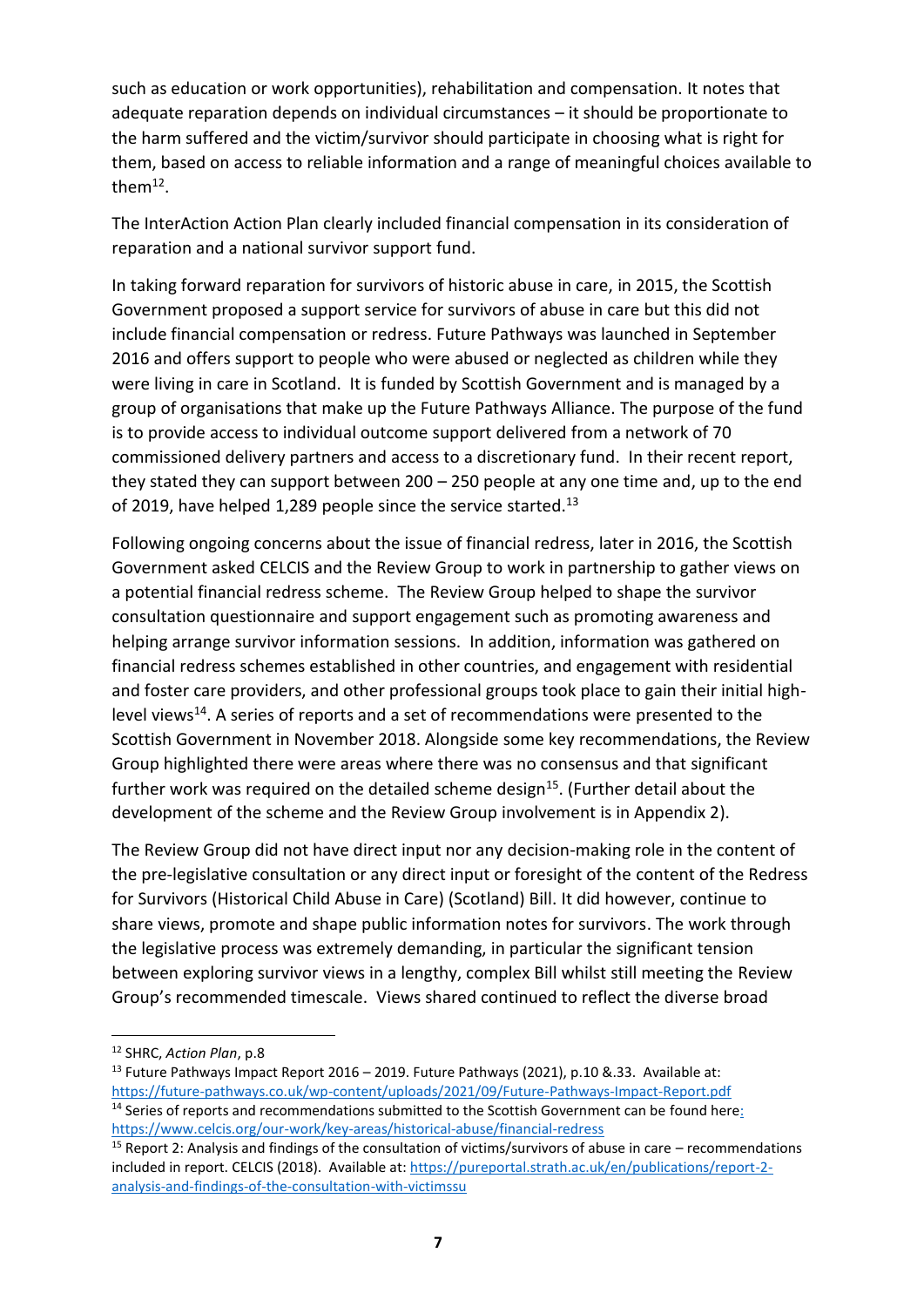such as education or work opportunities), rehabilitation and compensation. It notes that adequate reparation depends on individual circumstances – it should be proportionate to the harm suffered and the victim/survivor should participate in choosing what is right for them, based on access to reliable information and a range of meaningful choices available to them[12].

The InterAction Action Plan clearly included financial compensation in its consideration of reparation and a national survivor support fund.

In taking forward reparation for survivors of historic abuse in care, in 2015, the Scottish Government proposed a support service for survivors of abuse in care but this did not include financial compensation or redress. Future Pathways was launched in September 2016 and offers support to people who were abused or neglected as children while they were living in care in Scotland. It is funded by Scottish Government and is managed by a group of organisations that make up the Future Pathways Alliance. The purpose of the fund is to provide access to individual outcome support delivered from a network of 70 commissioned delivery partners and access to a discretionary fund. In their recent report, they stated they can support between 200 – 250 people at any one time and, up to the end of 2019, have helped 1,289 people since the service started.[13]

Following ongoing concerns about the issue of financial redress, later in 2016, the Scottish Government asked CELCIS and the Review Group to work in partnership to gather views on a potential financial redress scheme. The Review Group helped to shape the survivor consultation questionnaire and support engagement such as promoting awareness and helping arrange survivor information sessions. In addition, information was gathered on financial redress schemes established in other countries, and engagement with residential and foster care providers, and other professional groups took place to gain their initial high-level views[14]. A series of reports and a set of recommendations were presented to the Scottish Government in November 2018. Alongside some key recommendations, the Review Group highlighted there were areas where there was no consensus and that significant further work was required on the detailed scheme design[15]. (Further detail about the development of the scheme and the Review Group involvement is in Appendix 2).

The Review Group did not have direct input nor any decision-making role in the content of the pre-legislative consultation or any direct input or foresight of the content of the Redress for Survivors (Historical Child Abuse in Care) (Scotland) Bill. It did however, continue to share views, promote and shape public information notes for survivors. The work through the legislative process was extremely demanding, in particular the significant tension between exploring survivor views in a lengthy, complex Bill whilst still meeting the Review Group's recommended timescale. Views shared continued to reflect the diverse broad

---

[12] SHRC, *Action Plan*, p.8

[13] Future Pathways Impact Report 2016 – 2019. Future Pathways (2021), p.10 &.33. Available at: https://future-pathways.co.uk/wp-content/uploads/2021/09/Future-Pathways-Impact-Report.pdf

[14] Series of reports and recommendations submitted to the Scottish Government can be found here: https://www.celcis.org/our-work/key-areas/historical-abuse/financial-redress

[15] Report 2: Analysis and findings of the consultation of victims/survivors of abuse in care – recommendations included in report. CELCIS (2018). Available at: https://pureportal.strath.ac.uk/en/publications/report-2-analysis-and-findings-of-the-consultation-with-victimssu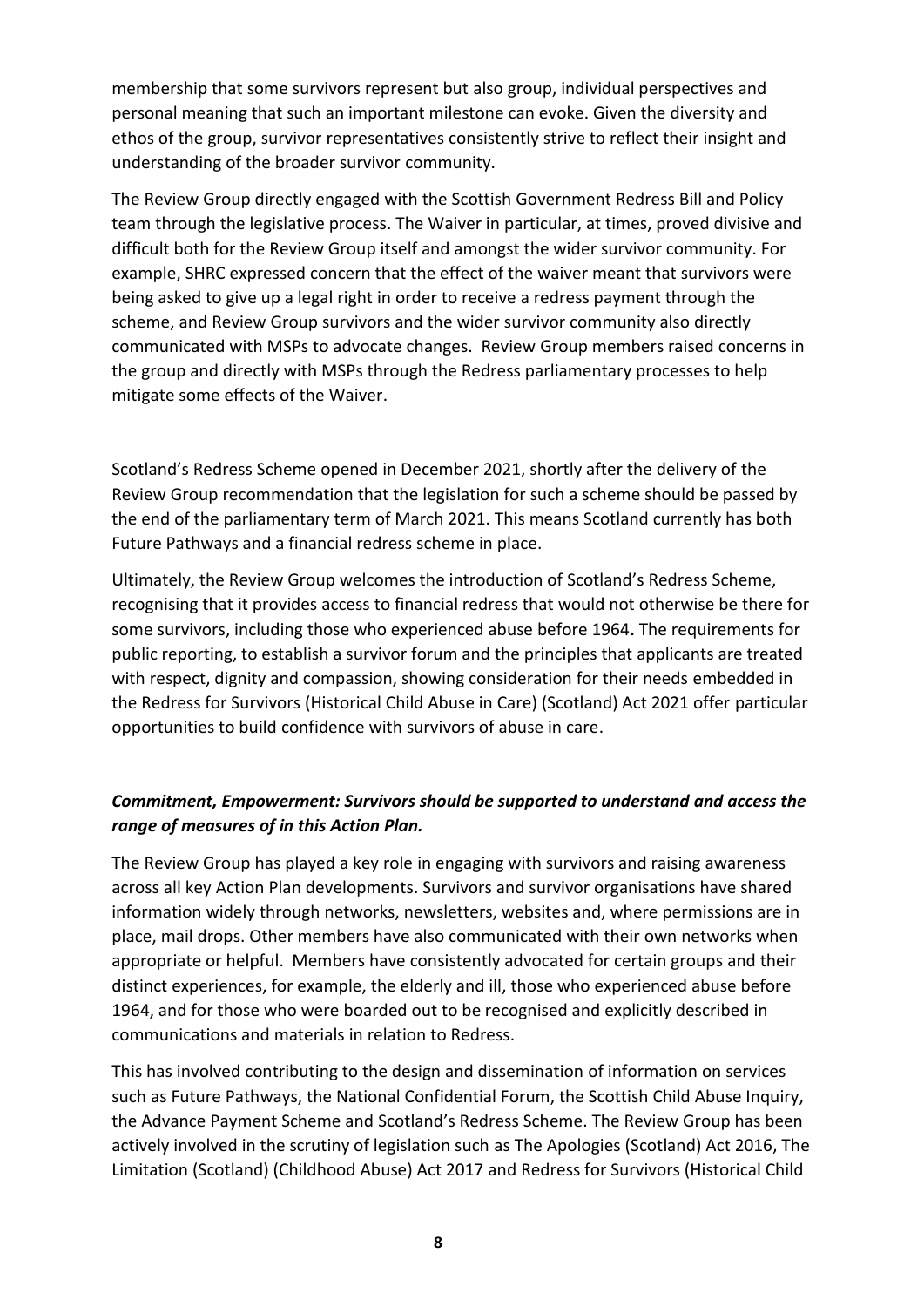membership that some survivors represent but also group, individual perspectives and personal meaning that such an important milestone can evoke. Given the diversity and ethos of the group, survivor representatives consistently strive to reflect their insight and understanding of the broader survivor community.

The Review Group directly engaged with the Scottish Government Redress Bill and Policy team through the legislative process. The Waiver in particular, at times, proved divisive and difficult both for the Review Group itself and amongst the wider survivor community. For example, SHRC expressed concern that the effect of the waiver meant that survivors were being asked to give up a legal right in order to receive a redress payment through the scheme, and Review Group survivors and the wider survivor community also directly communicated with MSPs to advocate changes. Review Group members raised concerns in the group and directly with MSPs through the Redress parliamentary processes to help mitigate some effects of the Waiver.

Scotland's Redress Scheme opened in December 2021, shortly after the delivery of the Review Group recommendation that the legislation for such a scheme should be passed by the end of the parliamentary term of March 2021. This means Scotland currently has both Future Pathways and a financial redress scheme in place.

Ultimately, the Review Group welcomes the introduction of Scotland's Redress Scheme, recognising that it provides access to financial redress that would not otherwise be there for some survivors, including those who experienced abuse before 1964**.** The requirements for public reporting, to establish a survivor forum and the principles that applicants are treated with respect, dignity and compassion, showing consideration for their needs embedded in the Redress for Survivors (Historical Child Abuse in Care) (Scotland) Act 2021 offer particular opportunities to build confidence with survivors of abuse in care.

### ***Commitment, Empowerment: Survivors should be supported to understand and access the range of measures of in this Action Plan.***

The Review Group has played a key role in engaging with survivors and raising awareness across all key Action Plan developments. Survivors and survivor organisations have shared information widely through networks, newsletters, websites and, where permissions are in place, mail drops. Other members have also communicated with their own networks when appropriate or helpful. Members have consistently advocated for certain groups and their distinct experiences, for example, the elderly and ill, those who experienced abuse before 1964, and for those who were boarded out to be recognised and explicitly described in communications and materials in relation to Redress.

This has involved contributing to the design and dissemination of information on services such as Future Pathways, the National Confidential Forum, the Scottish Child Abuse Inquiry, the Advance Payment Scheme and Scotland's Redress Scheme. The Review Group has been actively involved in the scrutiny of legislation such as The Apologies (Scotland) Act 2016, The Limitation (Scotland) (Childhood Abuse) Act 2017 and Redress for Survivors (Historical Child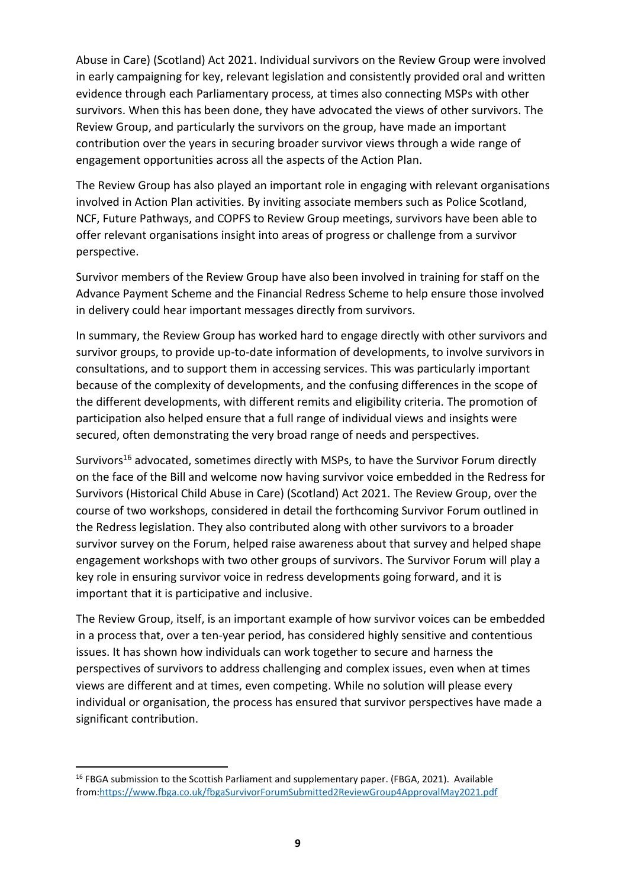Abuse in Care) (Scotland) Act 2021. Individual survivors on the Review Group were involved in early campaigning for key, relevant legislation and consistently provided oral and written evidence through each Parliamentary process, at times also connecting MSPs with other survivors. When this has been done, they have advocated the views of other survivors. The Review Group, and particularly the survivors on the group, have made an important contribution over the years in securing broader survivor views through a wide range of engagement opportunities across all the aspects of the Action Plan.

The Review Group has also played an important role in engaging with relevant organisations involved in Action Plan activities. By inviting associate members such as Police Scotland, NCF, Future Pathways, and COPFS to Review Group meetings, survivors have been able to offer relevant organisations insight into areas of progress or challenge from a survivor perspective.

Survivor members of the Review Group have also been involved in training for staff on the Advance Payment Scheme and the Financial Redress Scheme to help ensure those involved in delivery could hear important messages directly from survivors.

In summary, the Review Group has worked hard to engage directly with other survivors and survivor groups, to provide up-to-date information of developments, to involve survivors in consultations, and to support them in accessing services. This was particularly important because of the complexity of developments, and the confusing differences in the scope of the different developments, with different remits and eligibility criteria. The promotion of participation also helped ensure that a full range of individual views and insights were secured, often demonstrating the very broad range of needs and perspectives.

Survivors[16] advocated, sometimes directly with MSPs, to have the Survivor Forum directly on the face of the Bill and welcome now having survivor voice embedded in the Redress for Survivors (Historical Child Abuse in Care) (Scotland) Act 2021. The Review Group, over the course of two workshops, considered in detail the forthcoming Survivor Forum outlined in the Redress legislation. They also contributed along with other survivors to a broader survivor survey on the Forum, helped raise awareness about that survey and helped shape engagement workshops with two other groups of survivors. The Survivor Forum will play a key role in ensuring survivor voice in redress developments going forward, and it is important that it is participative and inclusive.

The Review Group, itself, is an important example of how survivor voices can be embedded in a process that, over a ten-year period, has considered highly sensitive and contentious issues. It has shown how individuals can work together to secure and harness the perspectives of survivors to address challenging and complex issues, even when at times views are different and at times, even competing. While no solution will please every individual or organisation, the process has ensured that survivor perspectives have made a significant contribution.

---

[16] FBGA submission to the Scottish Parliament and supplementary paper. (FBGA, 2021). Available from:https://www.fbga.co.uk/fbgaSurvivorForumSubmitted2ReviewGroup4ApprovalMay2021.pdf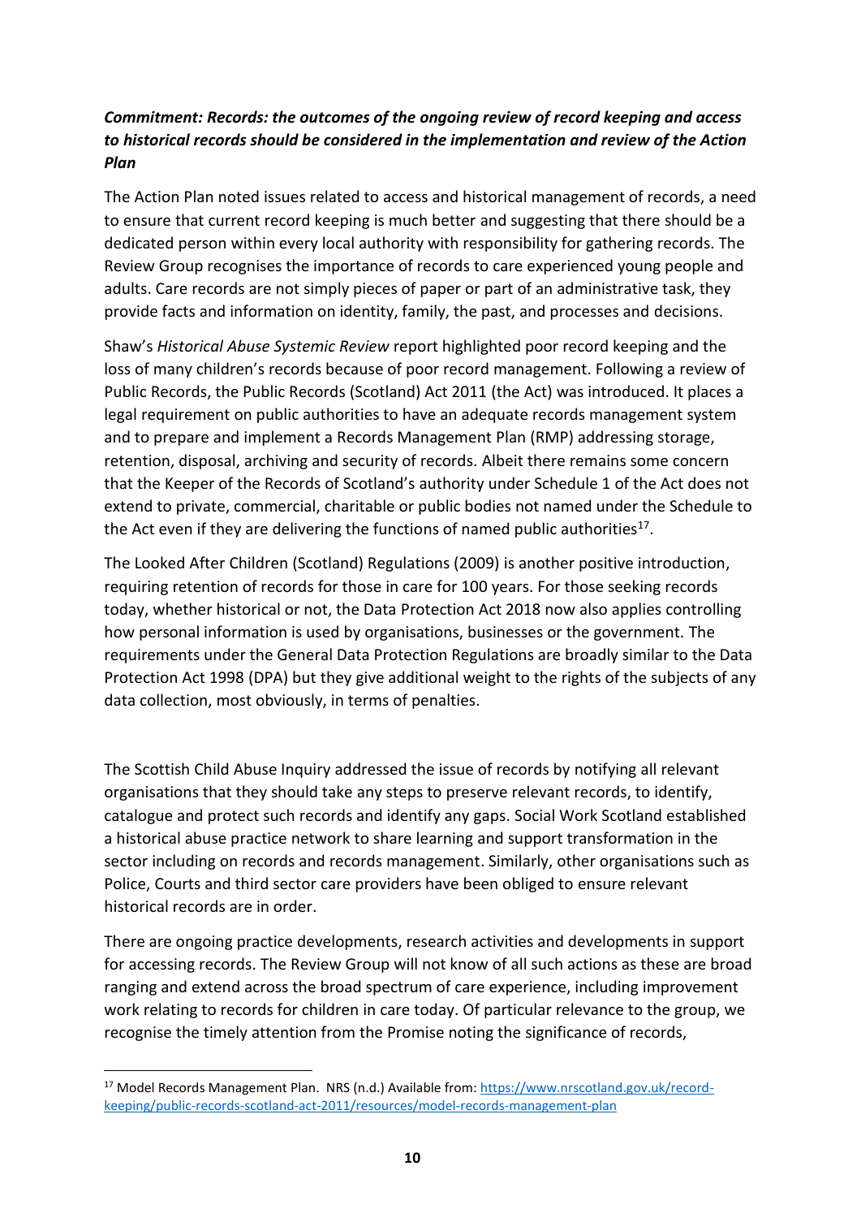***Commitment: Records: the outcomes of the ongoing review of record keeping and access to historical records should be considered in the implementation and review of the Action Plan***

The Action Plan noted issues related to access and historical management of records, a need to ensure that current record keeping is much better and suggesting that there should be a dedicated person within every local authority with responsibility for gathering records. The Review Group recognises the importance of records to care experienced young people and adults. Care records are not simply pieces of paper or part of an administrative task, they provide facts and information on identity, family, the past, and processes and decisions.

Shaw's *Historical Abuse Systemic Review* report highlighted poor record keeping and the loss of many children's records because of poor record management. Following a review of Public Records, the Public Records (Scotland) Act 2011 (the Act) was introduced. It places a legal requirement on public authorities to have an adequate records management system and to prepare and implement a Records Management Plan (RMP) addressing storage, retention, disposal, archiving and security of records. Albeit there remains some concern that the Keeper of the Records of Scotland's authority under Schedule 1 of the Act does not extend to private, commercial, charitable or public bodies not named under the Schedule to the Act even if they are delivering the functions of named public authorities[17].

The Looked After Children (Scotland) Regulations (2009) is another positive introduction, requiring retention of records for those in care for 100 years. For those seeking records today, whether historical or not, the Data Protection Act 2018 now also applies controlling how personal information is used by organisations, businesses or the government. The requirements under the General Data Protection Regulations are broadly similar to the Data Protection Act 1998 (DPA) but they give additional weight to the rights of the subjects of any data collection, most obviously, in terms of penalties.

The Scottish Child Abuse Inquiry addressed the issue of records by notifying all relevant organisations that they should take any steps to preserve relevant records, to identify, catalogue and protect such records and identify any gaps. Social Work Scotland established a historical abuse practice network to share learning and support transformation in the sector including on records and records management. Similarly, other organisations such as Police, Courts and third sector care providers have been obliged to ensure relevant historical records are in order.

There are ongoing practice developments, research activities and developments in support for accessing records. The Review Group will not know of all such actions as these are broad ranging and extend across the broad spectrum of care experience, including improvement work relating to records for children in care today. Of particular relevance to the group, we recognise the timely attention from the Promise noting the significance of records,

---

[17] Model Records Management Plan. NRS (n.d.) Available from: https://www.nrscotland.gov.uk/record-keeping/public-records-scotland-act-2011/resources/model-records-management-plan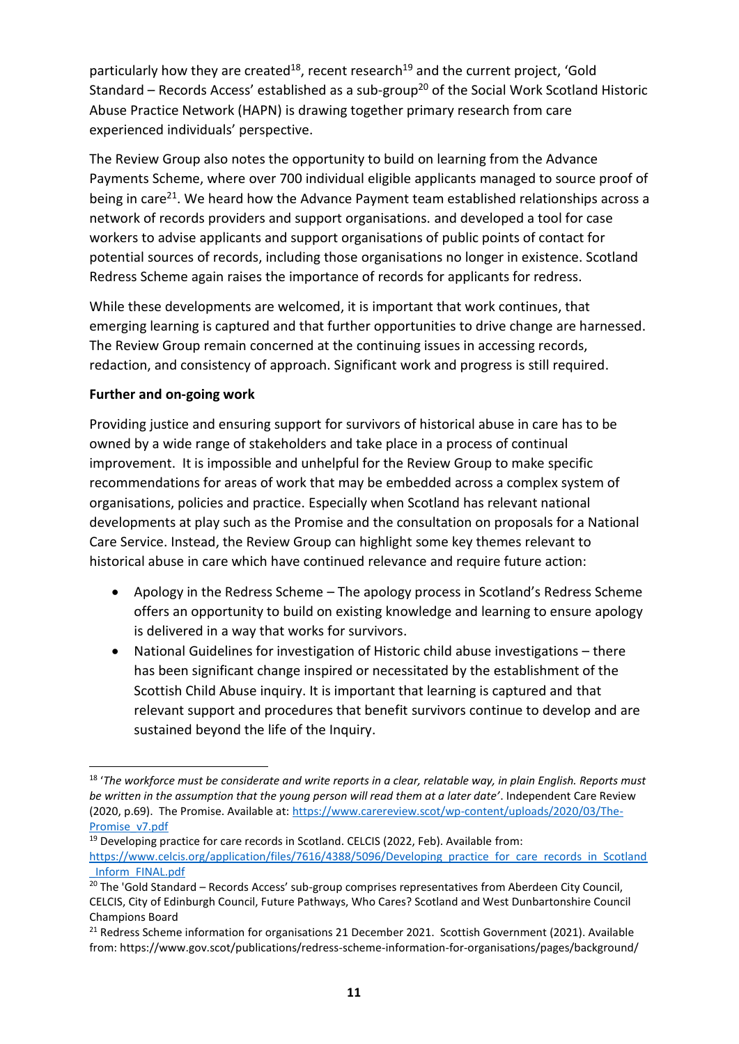particularly how they are created[18], recent research[19] and the current project, 'Gold Standard – Records Access' established as a sub-group[20] of the Social Work Scotland Historic Abuse Practice Network (HAPN) is drawing together primary research from care experienced individuals' perspective.

The Review Group also notes the opportunity to build on learning from the Advance Payments Scheme, where over 700 individual eligible applicants managed to source proof of being in care[21]. We heard how the Advance Payment team established relationships across a network of records providers and support organisations. and developed a tool for case workers to advise applicants and support organisations of public points of contact for potential sources of records, including those organisations no longer in existence. Scotland Redress Scheme again raises the importance of records for applicants for redress.

While these developments are welcomed, it is important that work continues, that emerging learning is captured and that further opportunities to drive change are harnessed. The Review Group remain concerned at the continuing issues in accessing records, redaction, and consistency of approach. Significant work and progress is still required.

**Further and on-going work**

Providing justice and ensuring support for survivors of historical abuse in care has to be owned by a wide range of stakeholders and take place in a process of continual improvement. It is impossible and unhelpful for the Review Group to make specific recommendations for areas of work that may be embedded across a complex system of organisations, policies and practice. Especially when Scotland has relevant national developments at play such as the Promise and the consultation on proposals for a National Care Service. Instead, the Review Group can highlight some key themes relevant to historical abuse in care which have continued relevance and require future action:

- Apology in the Redress Scheme – The apology process in Scotland's Redress Scheme offers an opportunity to build on existing knowledge and learning to ensure apology is delivered in a way that works for survivors.
- National Guidelines for investigation of Historic child abuse investigations – there has been significant change inspired or necessitated by the establishment of the Scottish Child Abuse inquiry. It is important that learning is captured and that relevant support and procedures that benefit survivors continue to develop and are sustained beyond the life of the Inquiry.

---

[18] '*The workforce must be considerate and write reports in a clear, relatable way, in plain English. Reports must be written in the assumption that the young person will read them at a later date*'. Independent Care Review (2020, p.69). The Promise. Available at: https://www.carereview.scot/wp-content/uploads/2020/03/The-Promise_v7.pdf

[19] Developing practice for care records in Scotland. CELCIS (2022, Feb). Available from: https://www.celcis.org/application/files/7616/4388/5096/Developing_practice_for_care_records_in_Scotland_Inform_FINAL.pdf

[20] The 'Gold Standard – Records Access' sub-group comprises representatives from Aberdeen City Council, CELCIS, City of Edinburgh Council, Future Pathways, Who Cares? Scotland and West Dunbartonshire Council Champions Board

[21] Redress Scheme information for organisations 21 December 2021. Scottish Government (2021). Available from: https://www.gov.scot/publications/redress-scheme-information-for-organisations/pages/background/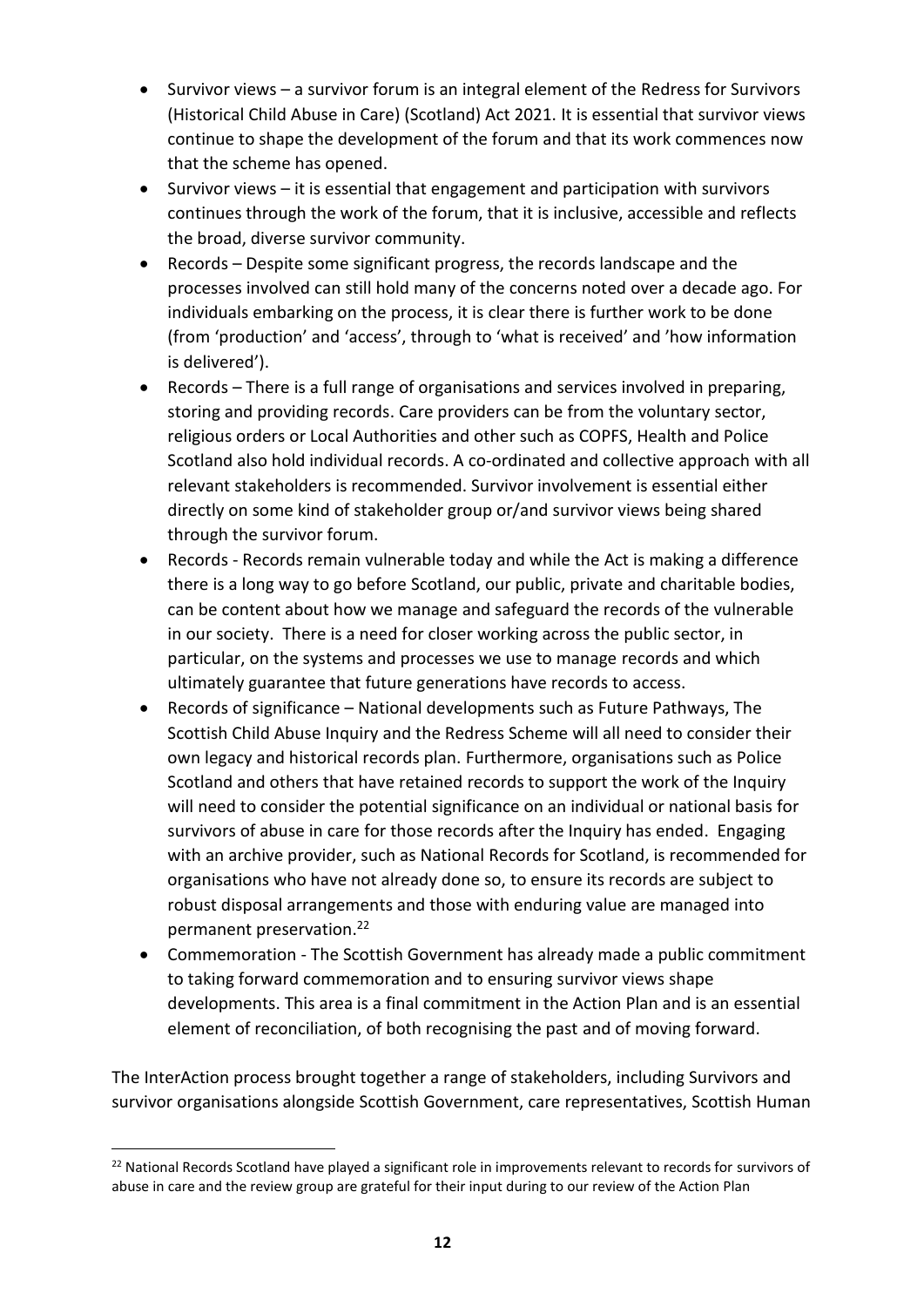- Survivor views – a survivor forum is an integral element of the Redress for Survivors (Historical Child Abuse in Care) (Scotland) Act 2021. It is essential that survivor views continue to shape the development of the forum and that its work commences now that the scheme has opened.
- Survivor views – it is essential that engagement and participation with survivors continues through the work of the forum, that it is inclusive, accessible and reflects the broad, diverse survivor community.
- Records – Despite some significant progress, the records landscape and the processes involved can still hold many of the concerns noted over a decade ago. For individuals embarking on the process, it is clear there is further work to be done (from 'production' and 'access', through to 'what is received' and 'how information is delivered').
- Records – There is a full range of organisations and services involved in preparing, storing and providing records. Care providers can be from the voluntary sector, religious orders or Local Authorities and other such as COPFS, Health and Police Scotland also hold individual records. A co-ordinated and collective approach with all relevant stakeholders is recommended. Survivor involvement is essential either directly on some kind of stakeholder group or/and survivor views being shared through the survivor forum.
- Records - Records remain vulnerable today and while the Act is making a difference there is a long way to go before Scotland, our public, private and charitable bodies, can be content about how we manage and safeguard the records of the vulnerable in our society. There is a need for closer working across the public sector, in particular, on the systems and processes we use to manage records and which ultimately guarantee that future generations have records to access.
- Records of significance – National developments such as Future Pathways, The Scottish Child Abuse Inquiry and the Redress Scheme will all need to consider their own legacy and historical records plan. Furthermore, organisations such as Police Scotland and others that have retained records to support the work of the Inquiry will need to consider the potential significance on an individual or national basis for survivors of abuse in care for those records after the Inquiry has ended. Engaging with an archive provider, such as National Records for Scotland, is recommended for organisations who have not already done so, to ensure its records are subject to robust disposal arrangements and those with enduring value are managed into permanent preservation.[22]
- Commemoration - The Scottish Government has already made a public commitment to taking forward commemoration and to ensuring survivor views shape developments. This area is a final commitment in the Action Plan and is an essential element of reconciliation, of both recognising the past and of moving forward.

The InterAction process brought together a range of stakeholders, including Survivors and survivor organisations alongside Scottish Government, care representatives, Scottish Human

[22] National Records Scotland have played a significant role in improvements relevant to records for survivors of abuse in care and the review group are grateful for their input during to our review of the Action Plan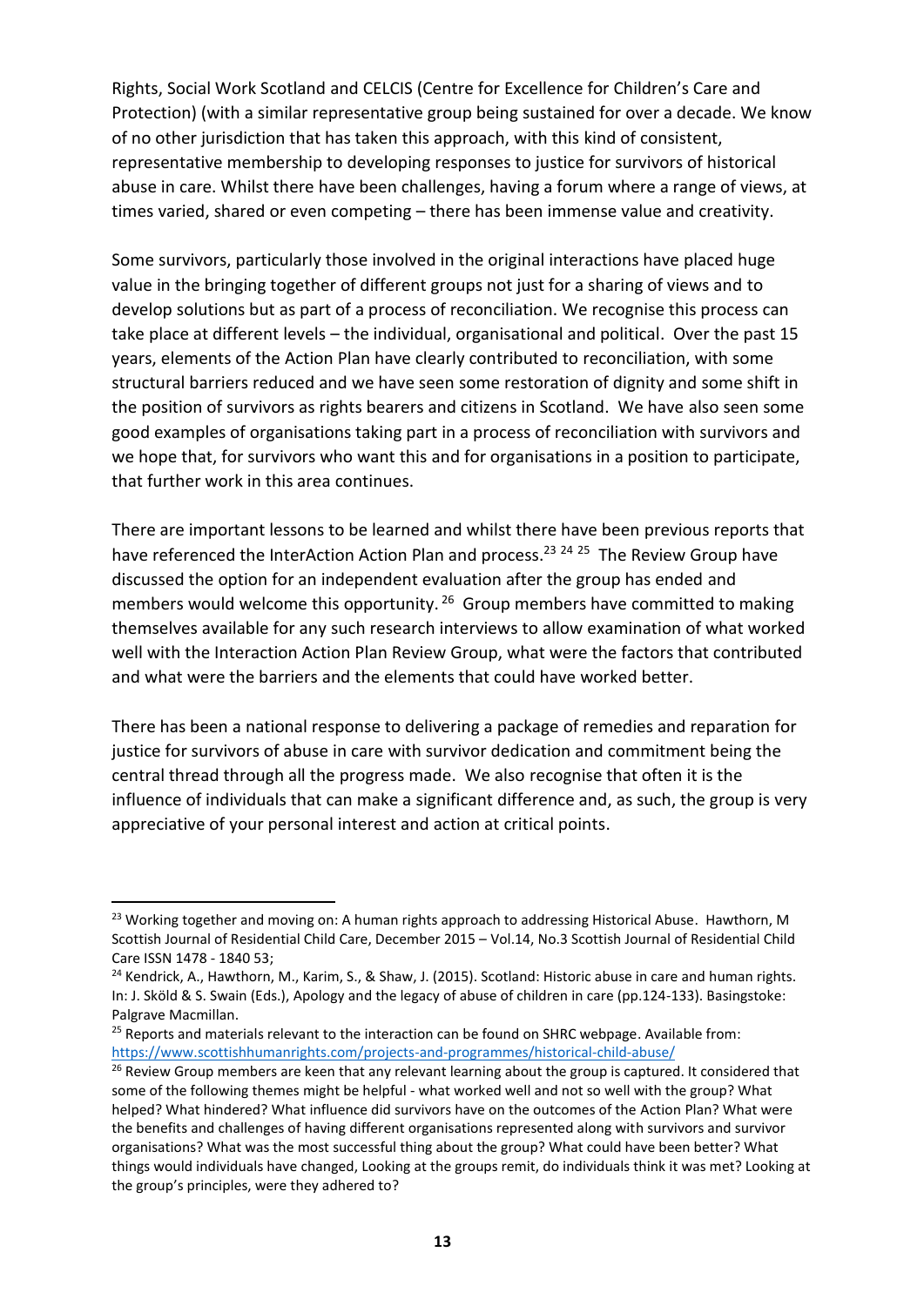Rights, Social Work Scotland and CELCIS (Centre for Excellence for Children's Care and Protection) (with a similar representative group being sustained for over a decade. We know of no other jurisdiction that has taken this approach, with this kind of consistent, representative membership to developing responses to justice for survivors of historical abuse in care. Whilst there have been challenges, having a forum where a range of views, at times varied, shared or even competing – there has been immense value and creativity.

Some survivors, particularly those involved in the original interactions have placed huge value in the bringing together of different groups not just for a sharing of views and to develop solutions but as part of a process of reconciliation. We recognise this process can take place at different levels – the individual, organisational and political. Over the past 15 years, elements of the Action Plan have clearly contributed to reconciliation, with some structural barriers reduced and we have seen some restoration of dignity and some shift in the position of survivors as rights bearers and citizens in Scotland. We have also seen some good examples of organisations taking part in a process of reconciliation with survivors and we hope that, for survivors who want this and for organisations in a position to participate, that further work in this area continues.

There are important lessons to be learned and whilst there have been previous reports that have referenced the InterAction Action Plan and process.[23] [24] [25] The Review Group have discussed the option for an independent evaluation after the group has ended and members would welcome this opportunity. [26] Group members have committed to making themselves available for any such research interviews to allow examination of what worked well with the Interaction Action Plan Review Group, what were the factors that contributed and what were the barriers and the elements that could have worked better.

There has been a national response to delivering a package of remedies and reparation for justice for survivors of abuse in care with survivor dedication and commitment being the central thread through all the progress made. We also recognise that often it is the influence of individuals that can make a significant difference and, as such, the group is very appreciative of your personal interest and action at critical points.

---

[23] Working together and moving on: A human rights approach to addressing Historical Abuse. Hawthorn, M Scottish Journal of Residential Child Care, December 2015 – Vol.14, No.3 Scottish Journal of Residential Child Care ISSN 1478 - 1840 53;

[24] Kendrick, A., Hawthorn, M., Karim, S., & Shaw, J. (2015). Scotland: Historic abuse in care and human rights. In: J. Sköld & S. Swain (Eds.), Apology and the legacy of abuse of children in care (pp.124-133). Basingstoke: Palgrave Macmillan.

[25] Reports and materials relevant to the interaction can be found on SHRC webpage. Available from: https://www.scottishhumanrights.com/projects-and-programmes/historical-child-abuse/

[26] Review Group members are keen that any relevant learning about the group is captured. It considered that some of the following themes might be helpful - what worked well and not so well with the group? What helped? What hindered? What influence did survivors have on the outcomes of the Action Plan? What were the benefits and challenges of having different organisations represented along with survivors and survivor organisations? What was the most successful thing about the group? What could have been better? What things would individuals have changed, Looking at the groups remit, do individuals think it was met? Looking at the group's principles, were they adhered to?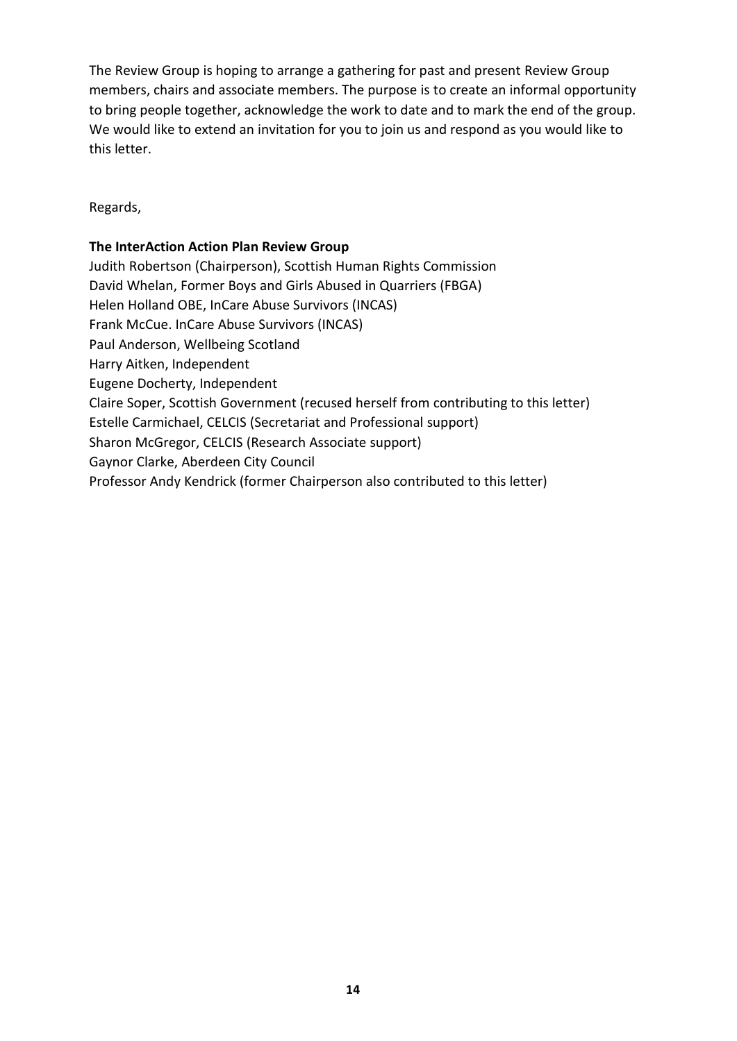The Review Group is hoping to arrange a gathering for past and present Review Group members, chairs and associate members. The purpose is to create an informal opportunity to bring people together, acknowledge the work to date and to mark the end of the group. We would like to extend an invitation for you to join us and respond as you would like to this letter.

Regards,

**The InterAction Action Plan Review Group**
Judith Robertson (Chairperson), Scottish Human Rights Commission
David Whelan, Former Boys and Girls Abused in Quarriers (FBGA)
Helen Holland OBE, InCare Abuse Survivors (INCAS)
Frank McCue. InCare Abuse Survivors (INCAS)
Paul Anderson, Wellbeing Scotland
Harry Aitken, Independent
Eugene Docherty, Independent
Claire Soper, Scottish Government (recused herself from contributing to this letter)
Estelle Carmichael, CELCIS (Secretariat and Professional support)
Sharon McGregor, CELCIS (Research Associate support)
Gaynor Clarke, Aberdeen City Council
Professor Andy Kendrick (former Chairperson also contributed to this letter)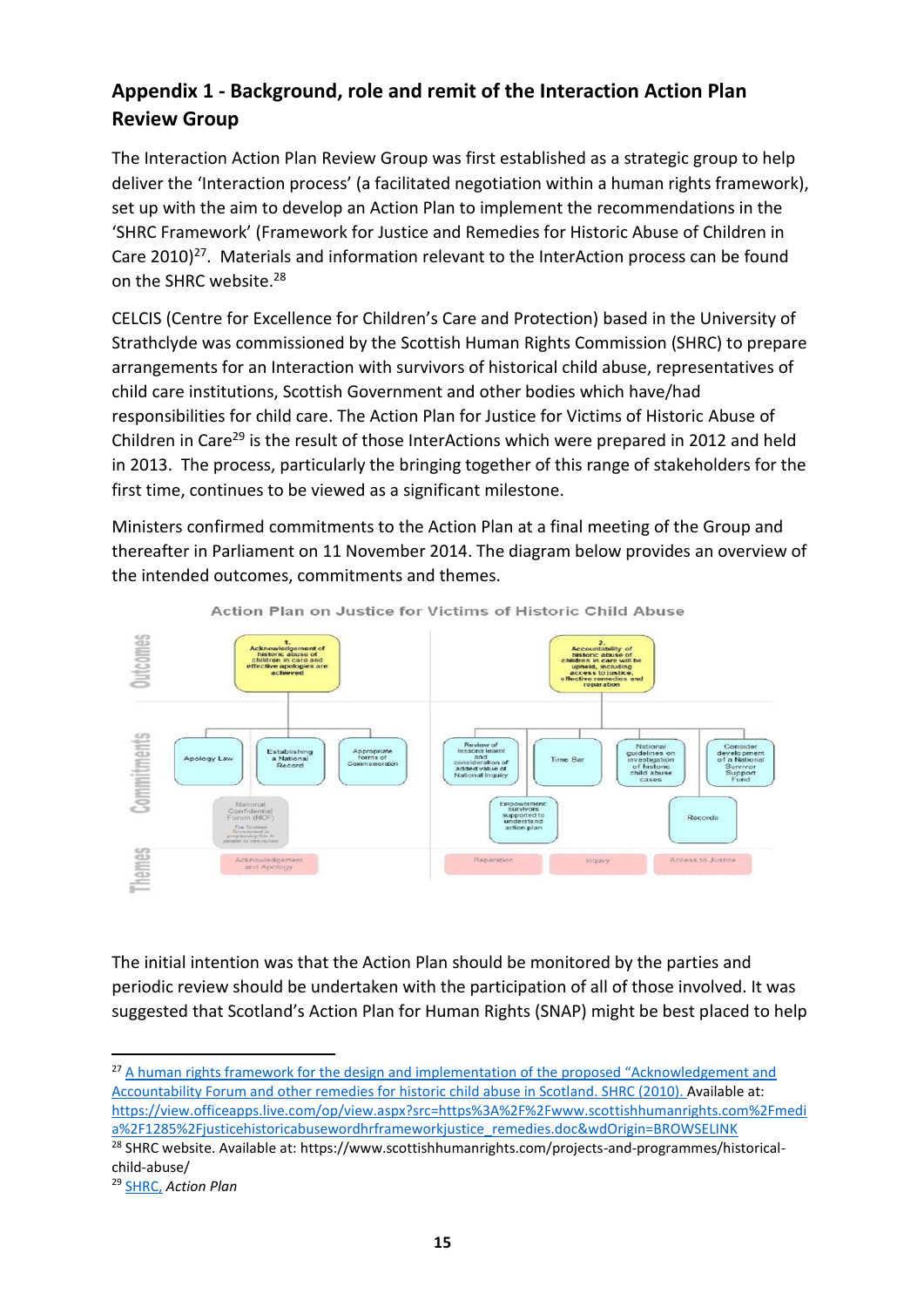## Appendix 1 - Background, role and remit of the Interaction Action Plan Review Group

The Interaction Action Plan Review Group was first established as a strategic group to help deliver the 'Interaction process' (a facilitated negotiation within a human rights framework), set up with the aim to develop an Action Plan to implement the recommendations in the 'SHRC Framework' (Framework for Justice and Remedies for Historic Abuse of Children in Care 2010)[27]. Materials and information relevant to the InterAction process can be found on the SHRC website.[28]

CELCIS (Centre for Excellence for Children's Care and Protection) based in the University of Strathclyde was commissioned by the Scottish Human Rights Commission (SHRC) to prepare arrangements for an Interaction with survivors of historical child abuse, representatives of child care institutions, Scottish Government and other bodies which have/had responsibilities for child care. The Action Plan for Justice for Victims of Historic Abuse of Children in Care[29] is the result of those InterActions which were prepared in 2012 and held in 2013. The process, particularly the bringing together of this range of stakeholders for the first time, continues to be viewed as a significant milestone.

Ministers confirmed commitments to the Action Plan at a final meeting of the Group and thereafter in Parliament on 11 November 2014. The diagram below provides an overview of the intended outcomes, commitments and themes.

**Action Plan on Justice for Victims of Historic Child Abuse**

**Outcomes**

1. Acknowledgement of historic abuse of children in care and effective apologies are achieved
2. Accountability of historic abuse of children in care will be upheld, including access to justice, effective remedies and reparation

**Commitments**

- Outcome 1: Apology Law; Establishing a National Record; Appropriate forms of Commemoration; National Confidential Forum (NCF) – The Scottish Government is progressing this in parallel to Interaction
- Outcome 2: Review of lessons learnt and consideration of added value of National Inquiry; Time Bar; National guidelines on investigation of historic child abuse cases; Consider development of a National Survivor Support Fund; Empowerment: Survivors supported to understand action plan; Records

**Themes**

- Outcome 1: Acknowledgement and Apology
- Outcome 2: Reparation; Inquiry; Access to Justice

The initial intention was that the Action Plan should be monitored by the parties and periodic review should be undertaken with the participation of all of those involved. It was suggested that Scotland's Action Plan for Human Rights (SNAP) might be best placed to help

---

[27] A human rights framework for the design and implementation of the proposed "Acknowledgement and Accountability Forum and other remedies for historic child abuse in Scotland. SHRC (2010). Available at: https://view.officeapps.live.com/op/view.aspx?src=https%3A%2F%2Fwww.scottishhumanrights.com%2Fmedia%2F1285%2Fjusticehistoricabusewordhrframeworkjustice_remedies.doc&wdOrigin=BROWSELINK

[28] SHRC website. Available at: https://www.scottishhumanrights.com/projects-and-programmes/historical-child-abuse/

[29] SHRC, *Action Plan*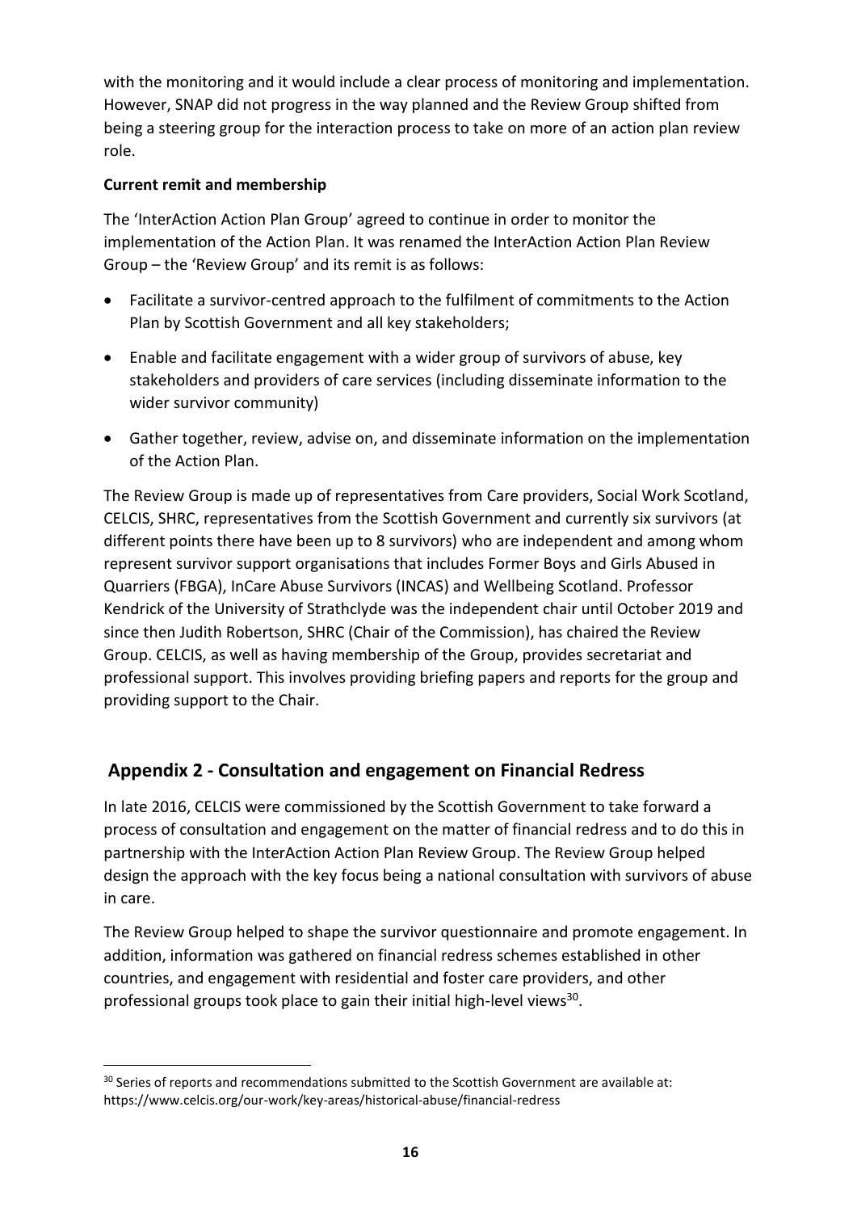with the monitoring and it would include a clear process of monitoring and implementation. However, SNAP did not progress in the way planned and the Review Group shifted from being a steering group for the interaction process to take on more of an action plan review role.

**Current remit and membership**

The 'InterAction Action Plan Group' agreed to continue in order to monitor the implementation of the Action Plan. It was renamed the InterAction Action Plan Review Group – the 'Review Group' and its remit is as follows:

- Facilitate a survivor-centred approach to the fulfilment of commitments to the Action Plan by Scottish Government and all key stakeholders;
- Enable and facilitate engagement with a wider group of survivors of abuse, key stakeholders and providers of care services (including disseminate information to the wider survivor community)
- Gather together, review, advise on, and disseminate information on the implementation of the Action Plan.

The Review Group is made up of representatives from Care providers, Social Work Scotland, CELCIS, SHRC, representatives from the Scottish Government and currently six survivors (at different points there have been up to 8 survivors) who are independent and among whom represent survivor support organisations that includes Former Boys and Girls Abused in Quarriers (FBGA), InCare Abuse Survivors (INCAS) and Wellbeing Scotland. Professor Kendrick of the University of Strathclyde was the independent chair until October 2019 and since then Judith Robertson, SHRC (Chair of the Commission), has chaired the Review Group. CELCIS, as well as having membership of the Group, provides secretariat and professional support. This involves providing briefing papers and reports for the group and providing support to the Chair.

## Appendix 2 - Consultation and engagement on Financial Redress

In late 2016, CELCIS were commissioned by the Scottish Government to take forward a process of consultation and engagement on the matter of financial redress and to do this in partnership with the InterAction Action Plan Review Group. The Review Group helped design the approach with the key focus being a national consultation with survivors of abuse in care.

The Review Group helped to shape the survivor questionnaire and promote engagement. In addition, information was gathered on financial redress schemes established in other countries, and engagement with residential and foster care providers, and other professional groups took place to gain their initial high-level views[30].

[30] Series of reports and recommendations submitted to the Scottish Government are available at: https://www.celcis.org/our-work/key-areas/historical-abuse/financial-redress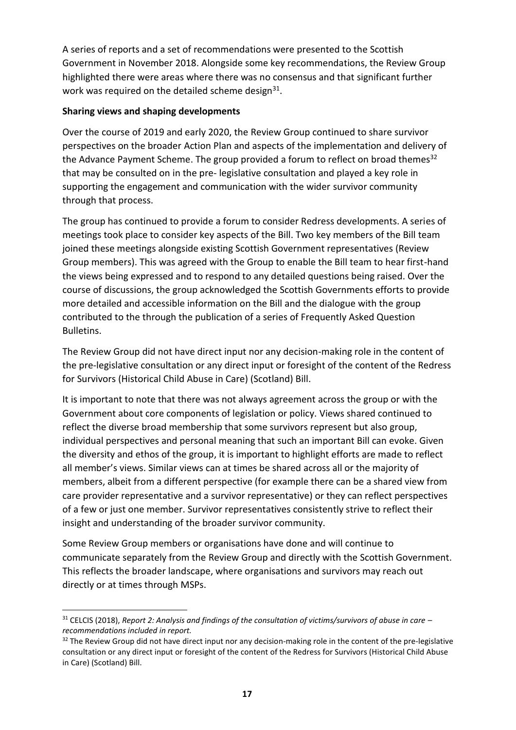A series of reports and a set of recommendations were presented to the Scottish Government in November 2018. Alongside some key recommendations, the Review Group highlighted there were areas where there was no consensus and that significant further work was required on the detailed scheme design[31].

**Sharing views and shaping developments**

Over the course of 2019 and early 2020, the Review Group continued to share survivor perspectives on the broader Action Plan and aspects of the implementation and delivery of the Advance Payment Scheme. The group provided a forum to reflect on broad themes[32] that may be consulted on in the pre- legislative consultation and played a key role in supporting the engagement and communication with the wider survivor community through that process.

The group has continued to provide a forum to consider Redress developments. A series of meetings took place to consider key aspects of the Bill. Two key members of the Bill team joined these meetings alongside existing Scottish Government representatives (Review Group members). This was agreed with the Group to enable the Bill team to hear first-hand the views being expressed and to respond to any detailed questions being raised. Over the course of discussions, the group acknowledged the Scottish Governments efforts to provide more detailed and accessible information on the Bill and the dialogue with the group contributed to the through the publication of a series of Frequently Asked Question Bulletins.

The Review Group did not have direct input nor any decision-making role in the content of the pre-legislative consultation or any direct input or foresight of the content of the Redress for Survivors (Historical Child Abuse in Care) (Scotland) Bill.

It is important to note that there was not always agreement across the group or with the Government about core components of legislation or policy. Views shared continued to reflect the diverse broad membership that some survivors represent but also group, individual perspectives and personal meaning that such an important Bill can evoke. Given the diversity and ethos of the group, it is important to highlight efforts are made to reflect all member's views. Similar views can at times be shared across all or the majority of members, albeit from a different perspective (for example there can be a shared view from care provider representative and a survivor representative) or they can reflect perspectives of a few or just one member. Survivor representatives consistently strive to reflect their insight and understanding of the broader survivor community.

Some Review Group members or organisations have done and will continue to communicate separately from the Review Group and directly with the Scottish Government. This reflects the broader landscape, where organisations and survivors may reach out directly or at times through MSPs.

---

[31] CELCIS (2018), *Report 2: Analysis and findings of the consultation of victims/survivors of abuse in care – recommendations included in report.*

[32] The Review Group did not have direct input nor any decision-making role in the content of the pre-legislative consultation or any direct input or foresight of the content of the Redress for Survivors (Historical Child Abuse in Care) (Scotland) Bill.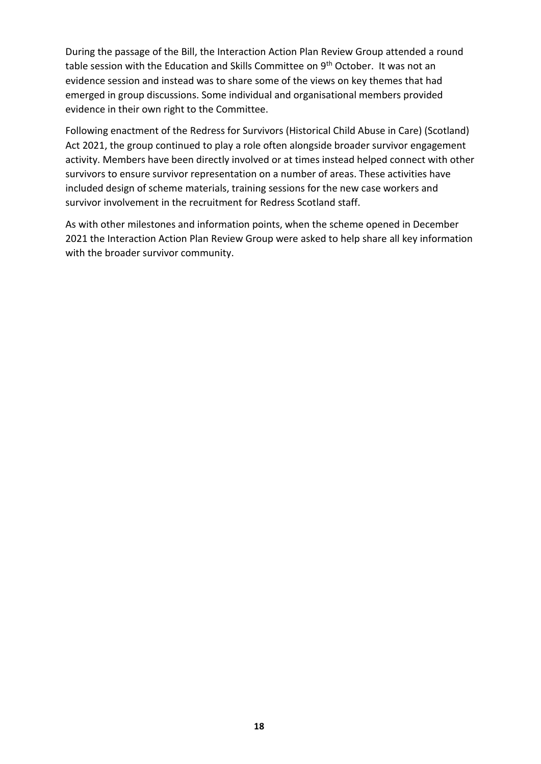During the passage of the Bill, the Interaction Action Plan Review Group attended a round table session with the Education and Skills Committee on 9th October. It was not an evidence session and instead was to share some of the views on key themes that had emerged in group discussions. Some individual and organisational members provided evidence in their own right to the Committee.

Following enactment of the Redress for Survivors (Historical Child Abuse in Care) (Scotland) Act 2021, the group continued to play a role often alongside broader survivor engagement activity. Members have been directly involved or at times instead helped connect with other survivors to ensure survivor representation on a number of areas. These activities have included design of scheme materials, training sessions for the new case workers and survivor involvement in the recruitment for Redress Scotland staff.

As with other milestones and information points, when the scheme opened in December 2021 the Interaction Action Plan Review Group were asked to help share all key information with the broader survivor community.